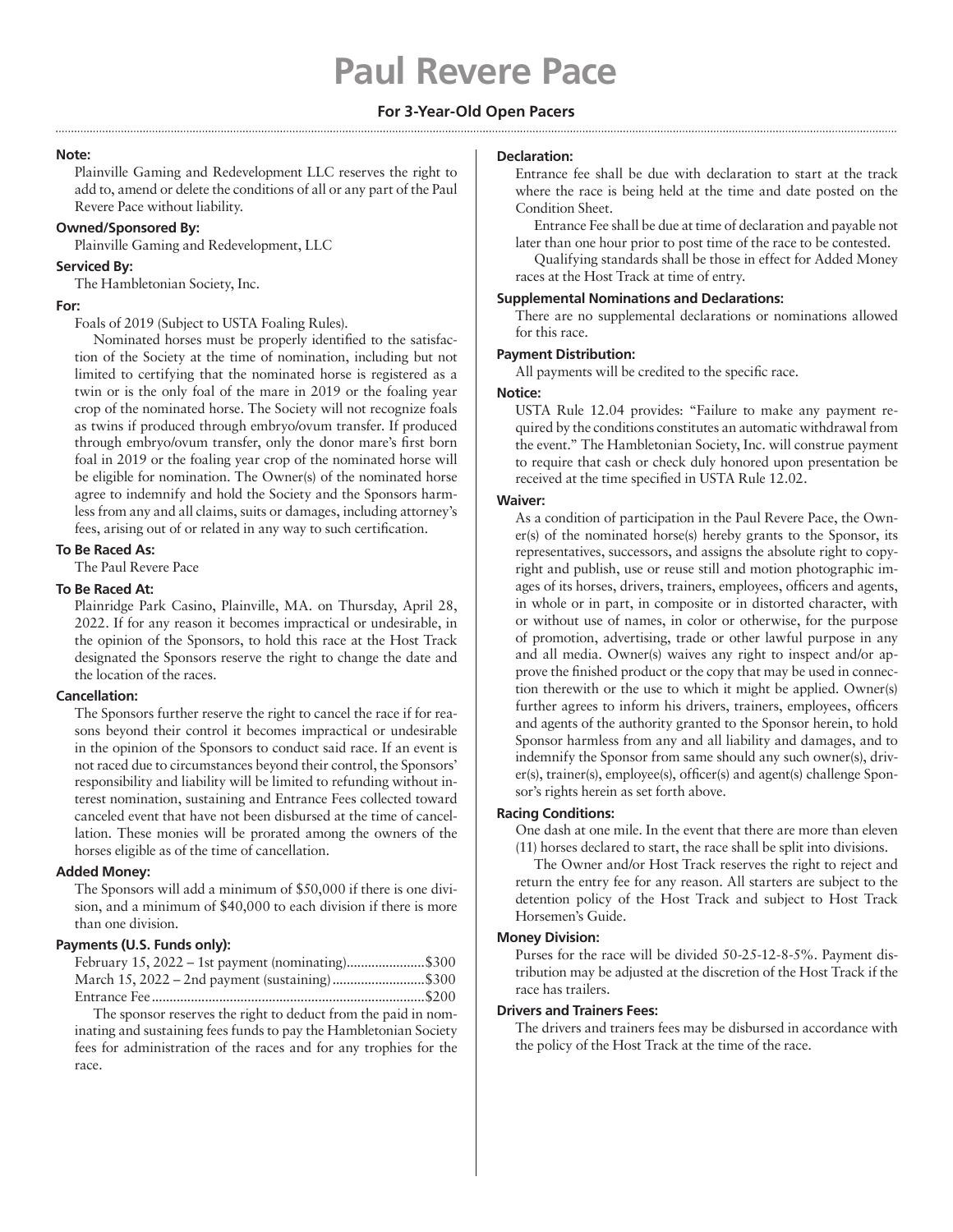# Paul Revere Pace

### For 3-Year-Old Open Pacers

**Note:**

Plainville Gaming and Redevelopment LLC reserves the right to add to, amend or delete the conditions of all or any part of the Paul Revere Pace without liability.

**Owned/Sponsored By:**

Plainville Gaming and Redevelopment, LLC

**Serviced By:**

The Hambletonian Society, Inc.

**For:**

Foals of 2019 (Subject to USTA Foaling Rules).

Nominated horses must be properly identified to the satisfaction of the Society at the time of nomination, including but not limited to certifying that the nominated horse is registered as a twin or is the only foal of the mare in 2019 or the foaling year crop of the nominated horse. The Society will not recognize foals as twins if produced through embryo/ovum transfer. If produced through embryo/ovum transfer, only the donor mare's first born foal in 2019 or the foaling year crop of the nominated horse will be eligible for nomination. The Owner(s) of the nominated horse agree to indemnify and hold the Society and the Sponsors harmless from any and all claims, suits or damages, including attorney's fees, arising out of or related in any way to such certification.

**To Be Raced As:**

The Paul Revere Pace

**To Be Raced At:**

Plainridge Park Casino, Plainville, MA. on Thursday, April 28, 2022. If for any reason it becomes impractical or undesirable, in the opinion of the Sponsors, to hold this race at the Host Track designated the Sponsors reserve the right to change the date and the location of the races.

**Cancellation:**

The Sponsors further reserve the right to cancel the race if for reasons beyond their control it becomes impractical or undesirable in the opinion of the Sponsors to conduct said race. If an event is not raced due to circumstances beyond their control, the Sponsors' responsibility and liability will be limited to refunding without interest nomination, sustaining and Entrance Fees collected toward canceled event that have not been disbursed at the time of cancellation. These monies will be prorated among the owners of the horses eligible as of the time of cancellation.

**Added Money:**

The Sponsors will add a minimum of $50,000 if there is one division, and a minimum of $40,000 to each division if there is more than one division.

**Payments (U.S. Funds only):**

February 15, 2022 – 1st payment (nominating)......................$300
March 15, 2022 – 2nd payment (sustaining)..........................$300
Entrance Fee.............................................................................$200

The sponsor reserves the right to deduct from the paid in nominating and sustaining fees funds to pay the Hambletonian Society fees for administration of the races and for any trophies for the race.

**Declaration:**

Entrance fee shall be due with declaration to start at the track where the race is being held at the time and date posted on the Condition Sheet.

Entrance Fee shall be due at time of declaration and payable not later than one hour prior to post time of the race to be contested.

Qualifying standards shall be those in effect for Added Money races at the Host Track at time of entry.

**Supplemental Nominations and Declarations:**

There are no supplemental declarations or nominations allowed for this race.

**Payment Distribution:**

All payments will be credited to the specific race.

**Notice:**

USTA Rule 12.04 provides: "Failure to make any payment required by the conditions constitutes an automatic withdrawal from the event." The Hambletonian Society, Inc. will construe payment to require that cash or check duly honored upon presentation be received at the time specified in USTA Rule 12.02.

**Waiver:**

As a condition of participation in the Paul Revere Pace, the Owner(s) of the nominated horse(s) hereby grants to the Sponsor, its representatives, successors, and assigns the absolute right to copyright and publish, use or reuse still and motion photographic images of its horses, drivers, trainers, employees, officers and agents, in whole or in part, in composite or in distorted character, with or without use of names, in color or otherwise, for the purpose of promotion, advertising, trade or other lawful purpose in any and all media. Owner(s) waives any right to inspect and/or approve the finished product or the copy that may be used in connection therewith or the use to which it might be applied. Owner(s) further agrees to inform his drivers, trainers, employees, officers and agents of the authority granted to the Sponsor herein, to hold Sponsor harmless from any and all liability and damages, and to indemnify the Sponsor from same should any such owner(s), driver(s), trainer(s), employee(s), officer(s) and agent(s) challenge Sponsor's rights herein as set forth above.

**Racing Conditions:**

One dash at one mile. In the event that there are more than eleven (11) horses declared to start, the race shall be split into divisions.

The Owner and/or Host Track reserves the right to reject and return the entry fee for any reason. All starters are subject to the detention policy of the Host Track and subject to Host Track Horsemen's Guide.

**Money Division:**

Purses for the race will be divided 50-25-12-8-5%. Payment distribution may be adjusted at the discretion of the Host Track if the race has trailers.

**Drivers and Trainers Fees:**

The drivers and trainers fees may be disbursed in accordance with the policy of the Host Track at the time of the race.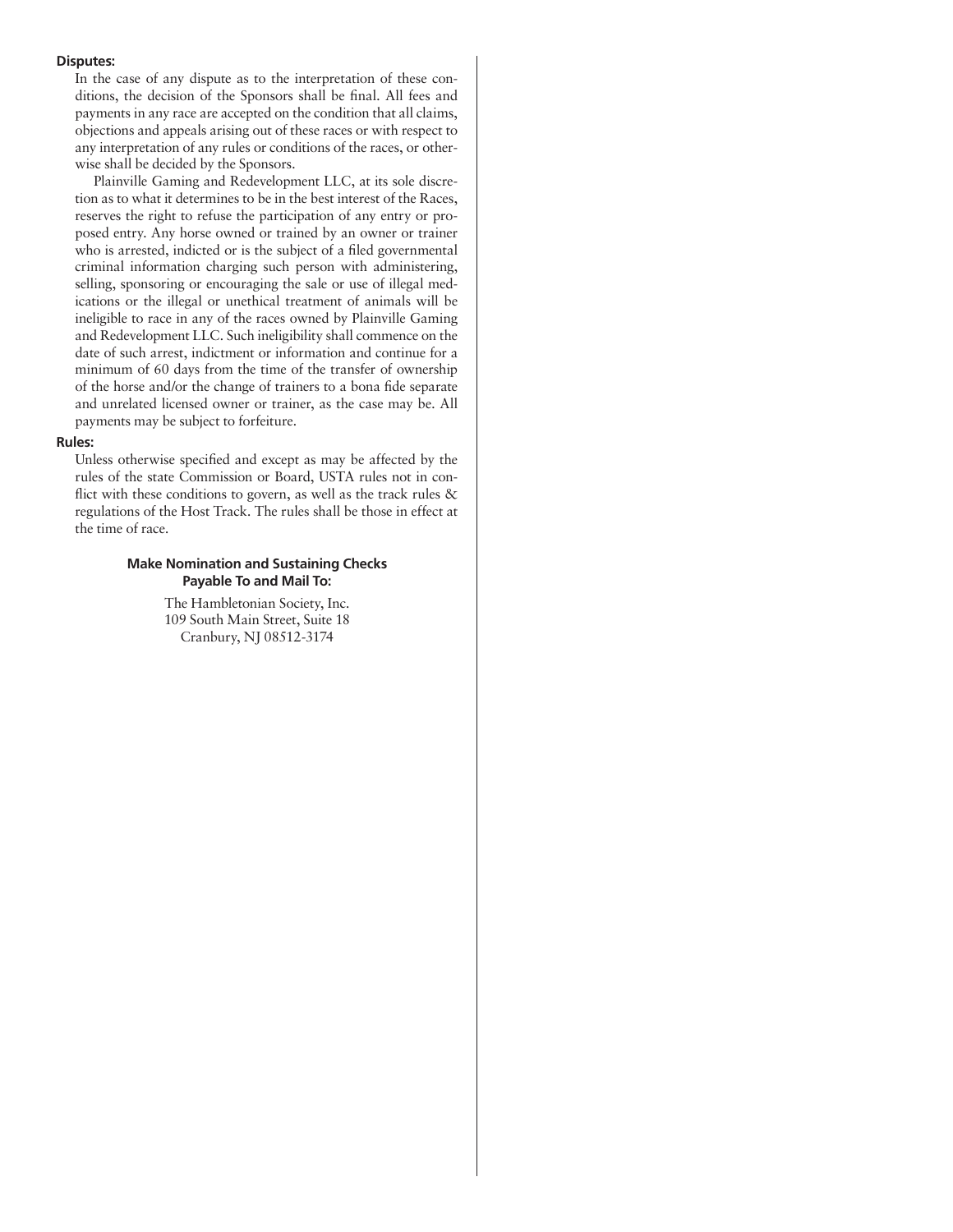**Disputes:**

In the case of any dispute as to the interpretation of these conditions, the decision of the Sponsors shall be final. All fees and payments in any race are accepted on the condition that all claims, objections and appeals arising out of these races or with respect to any interpretation of any rules or conditions of the races, or otherwise shall be decided by the Sponsors.

Plainville Gaming and Redevelopment LLC, at its sole discretion as to what it determines to be in the best interest of the Races, reserves the right to refuse the participation of any entry or proposed entry. Any horse owned or trained by an owner or trainer who is arrested, indicted or is the subject of a filed governmental criminal information charging such person with administering, selling, sponsoring or encouraging the sale or use of illegal medications or the illegal or unethical treatment of animals will be ineligible to race in any of the races owned by Plainville Gaming and Redevelopment LLC. Such ineligibility shall commence on the date of such arrest, indictment or information and continue for a minimum of 60 days from the time of the transfer of ownership of the horse and/or the change of trainers to a bona fide separate and unrelated licensed owner or trainer, as the case may be. All payments may be subject to forfeiture.

**Rules:**

Unless otherwise specified and except as may be affected by the rules of the state Commission or Board, USTA rules not in conflict with these conditions to govern, as well as the track rules & regulations of the Host Track. The rules shall be those in effect at the time of race.

**Make Nomination and Sustaining Checks Payable To and Mail To:**

The Hambletonian Society, Inc.
109 South Main Street, Suite 18
Cranbury, NJ 08512-3174